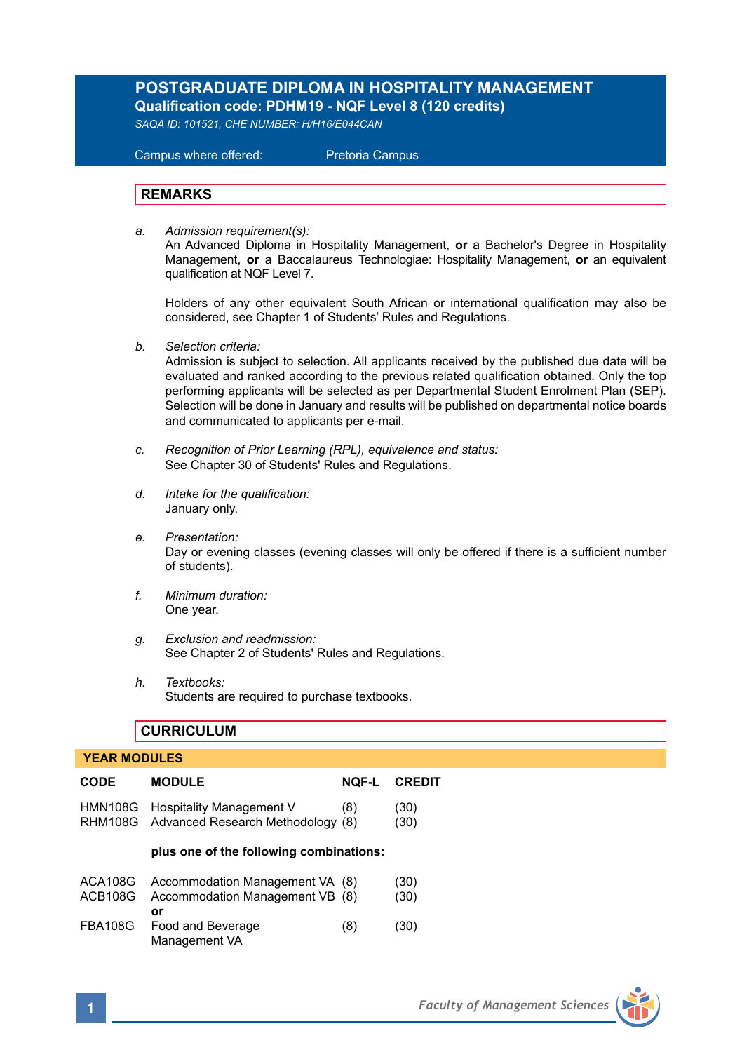# POSTGRADUATE DIPLOMA IN HOSPITALITY MANAGEMENT

**Qualification code: PDHM19 - NQF Level 8 (120 credits)**

*SAQA ID: 101521, CHE NUMBER: H/H16/E044CAN*

Campus where offered: Pretoria Campus

## REMARKS

a. *Admission requirement(s):*
An Advanced Diploma in Hospitality Management, **or** a Bachelor's Degree in Hospitality Management, **or** a Baccalaureus Technologiae: Hospitality Management, **or** an equivalent qualification at NQF Level 7.

Holders of any other equivalent South African or international qualification may also be considered, see Chapter 1 of Students' Rules and Regulations.

b. *Selection criteria:*
Admission is subject to selection. All applicants received by the published due date will be evaluated and ranked according to the previous related qualification obtained. Only the top performing applicants will be selected as per Departmental Student Enrolment Plan (SEP). Selection will be done in January and results will be published on departmental notice boards and communicated to applicants per e-mail.

c. *Recognition of Prior Learning (RPL), equivalence and status:*
See Chapter 30 of Students' Rules and Regulations.

d. *Intake for the qualification:*
January only.

e. *Presentation:*
Day or evening classes (evening classes will only be offered if there is a sufficient number of students).

f. *Minimum duration:*
One year.

g. *Exclusion and readmission:*
See Chapter 2 of Students' Rules and Regulations.

h. *Textbooks:*
Students are required to purchase textbooks.

## CURRICULUM

### YEAR MODULES

| CODE | MODULE | NQF-L | CREDIT |
|---|---|---|---|
| HMN108G | Hospitality Management V | (8) | (30) |
| RHM108G | Advanced Research Methodology | (8) | (30) |
| | **plus one of the following combinations:** | | |
| ACA108G | Accommodation Management VA | (8) | (30) |
| ACB108G | Accommodation Management VB | (8) | (30) |
| | **or** | | |
| FBA108G | Food and Beverage Management VA | (8) | (30) |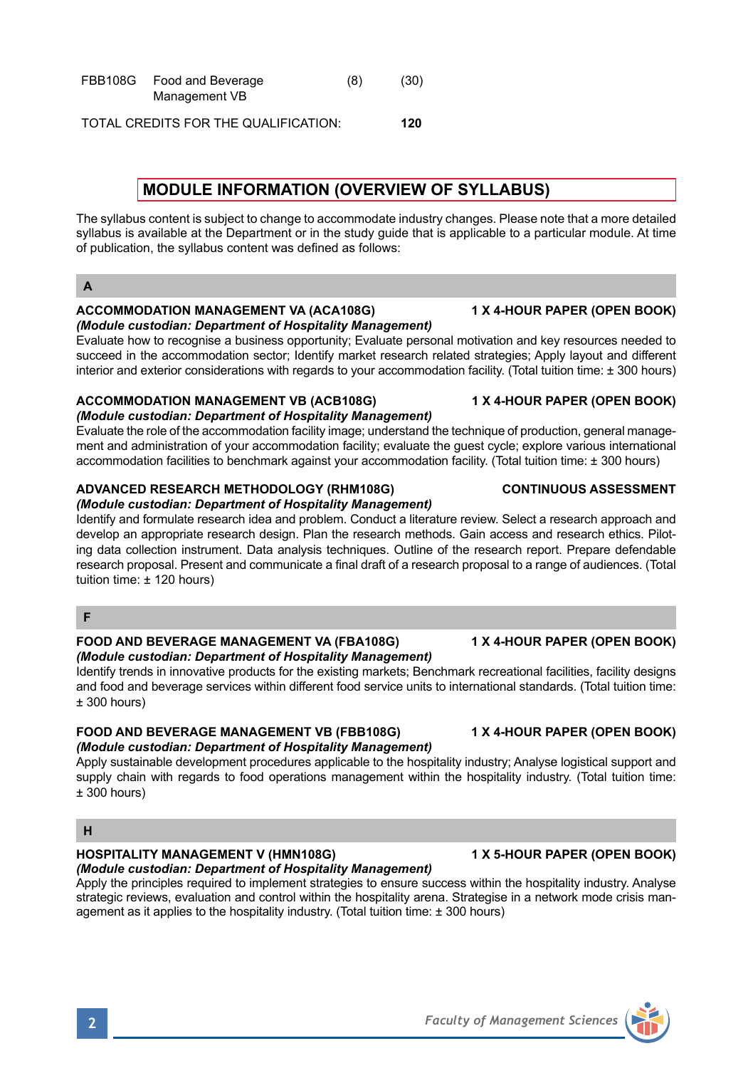| | | | |
|---|---|---|---|
| FBB108G | Food and Beverage Management VB | (8) | (30) |

TOTAL CREDITS FOR THE QUALIFICATION: **120**

## MODULE INFORMATION (OVERVIEW OF SYLLABUS)

The syllabus content is subject to change to accommodate industry changes. Please note that a more detailed syllabus is available at the Department or in the study guide that is applicable to a particular module. At time of publication, the syllabus content was defined as follows:

### A

**ACCOMMODATION MANAGEMENT VA (ACA108G) — 1 X 4-HOUR PAPER (OPEN BOOK)**
***(Module custodian: Department of Hospitality Management)***
Evaluate how to recognise a business opportunity; Evaluate personal motivation and key resources needed to succeed in the accommodation sector; Identify market research related strategies; Apply layout and different interior and exterior considerations with regards to your accommodation facility. (Total tuition time: ± 300 hours)

**ACCOMMODATION MANAGEMENT VB (ACB108G) — 1 X 4-HOUR PAPER (OPEN BOOK)**
***(Module custodian: Department of Hospitality Management)***
Evaluate the role of the accommodation facility image; understand the technique of production, general management and administration of your accommodation facility; evaluate the guest cycle; explore various international accommodation facilities to benchmark against your accommodation facility. (Total tuition time: ± 300 hours)

**ADVANCED RESEARCH METHODOLOGY (RHM108G) — CONTINUOUS ASSESSMENT**
***(Module custodian: Department of Hospitality Management)***
Identify and formulate research idea and problem. Conduct a literature review. Select a research approach and develop an appropriate research design. Plan the research methods. Gain access and research ethics. Piloting data collection instrument. Data analysis techniques. Outline of the research report. Prepare defendable research proposal. Present and communicate a final draft of a research proposal to a range of audiences. (Total tuition time: ± 120 hours)

### F

**FOOD AND BEVERAGE MANAGEMENT VA (FBA108G) — 1 X 4-HOUR PAPER (OPEN BOOK)**
***(Module custodian: Department of Hospitality Management)***
Identify trends in innovative products for the existing markets; Benchmark recreational facilities, facility designs and food and beverage services within different food service units to international standards. (Total tuition time: ± 300 hours)

**FOOD AND BEVERAGE MANAGEMENT VB (FBB108G) — 1 X 4-HOUR PAPER (OPEN BOOK)**
***(Module custodian: Department of Hospitality Management)***
Apply sustainable development procedures applicable to the hospitality industry; Analyse logistical support and supply chain with regards to food operations management within the hospitality industry. (Total tuition time: ± 300 hours)

### H

**HOSPITALITY MANAGEMENT V (HMN108G) — 1 X 5-HOUR PAPER (OPEN BOOK)**
***(Module custodian: Department of Hospitality Management)***
Apply the principles required to implement strategies to ensure success within the hospitality industry. Analyse strategic reviews, evaluation and control within the hospitality arena. Strategise in a network mode crisis management as it applies to the hospitality industry. (Total tuition time: ± 300 hours)